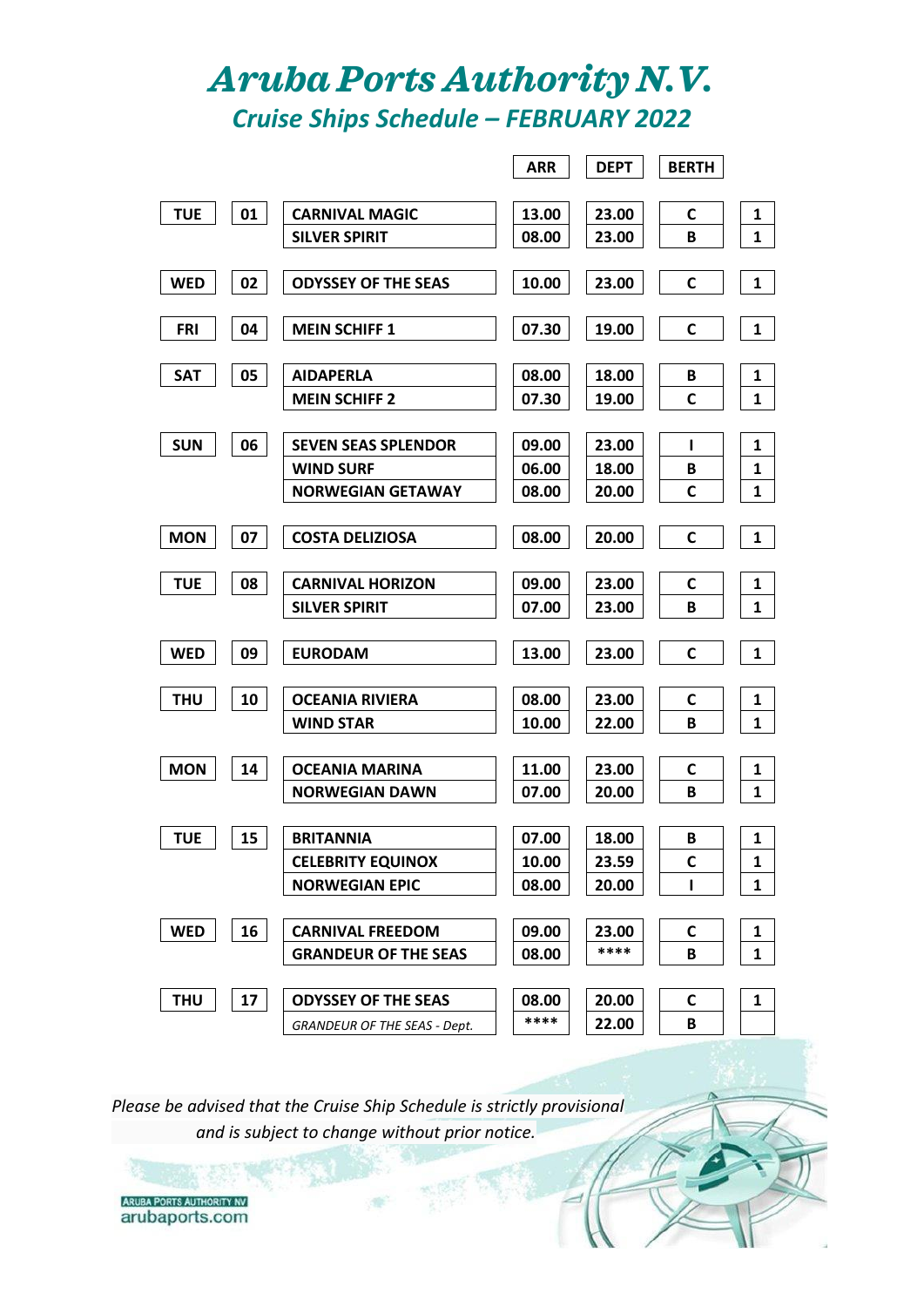# Aruba Ports Authority N.V.

## Cruise Ships Schedule – FEBRUARY 2022

| Day | Date | Ship | ARR | DEPT | BERTH | |
|---|---|---|---|---|---|---|
| TUE | 01 | CARNIVAL MAGIC | 13.00 | 23.00 | C | 1 |
| | | SILVER SPIRIT | 08.00 | 23.00 | B | 1 |
| WED | 02 | ODYSSEY OF THE SEAS | 10.00 | 23.00 | C | 1 |
| FRI | 04 | MEIN SCHIFF 1 | 07.30 | 19.00 | C | 1 |
| SAT | 05 | AIDAPERLA | 08.00 | 18.00 | B | 1 |
| | | MEIN SCHIFF 2 | 07.30 | 19.00 | C | 1 |
| SUN | 06 | SEVEN SEAS SPLENDOR | 09.00 | 23.00 | I | 1 |
| | | WIND SURF | 06.00 | 18.00 | B | 1 |
| | | NORWEGIAN GETAWAY | 08.00 | 20.00 | C | 1 |
| MON | 07 | COSTA DELIZIOSA | 08.00 | 20.00 | C | 1 |
| TUE | 08 | CARNIVAL HORIZON | 09.00 | 23.00 | C | 1 |
| | | SILVER SPIRIT | 07.00 | 23.00 | B | 1 |
| WED | 09 | EURODAM | 13.00 | 23.00 | C | 1 |
| THU | 10 | OCEANIA RIVIERA | 08.00 | 23.00 | C | 1 |
| | | WIND STAR | 10.00 | 22.00 | B | 1 |
| MON | 14 | OCEANIA MARINA | 11.00 | 23.00 | C | 1 |
| | | NORWEGIAN DAWN | 07.00 | 20.00 | B | 1 |
| TUE | 15 | BRITANNIA | 07.00 | 18.00 | B | 1 |
| | | CELEBRITY EQUINOX | 10.00 | 23.59 | C | 1 |
| | | NORWEGIAN EPIC | 08.00 | 20.00 | I | 1 |
| WED | 16 | CARNIVAL FREEDOM | 09.00 | 23.00 | C | 1 |
| | | GRANDEUR OF THE SEAS | 08.00 | **** | B | 1 |
| THU | 17 | ODYSSEY OF THE SEAS | 08.00 | 20.00 | C | 1 |
| | | *GRANDEUR OF THE SEAS - Dept.* | **** | 22.00 | B | |

*Please be advised that the Cruise Ship Schedule is strictly provisional and is subject to change without prior notice.*

ARUBA PORTS AUTHORITY NV
arubaports.com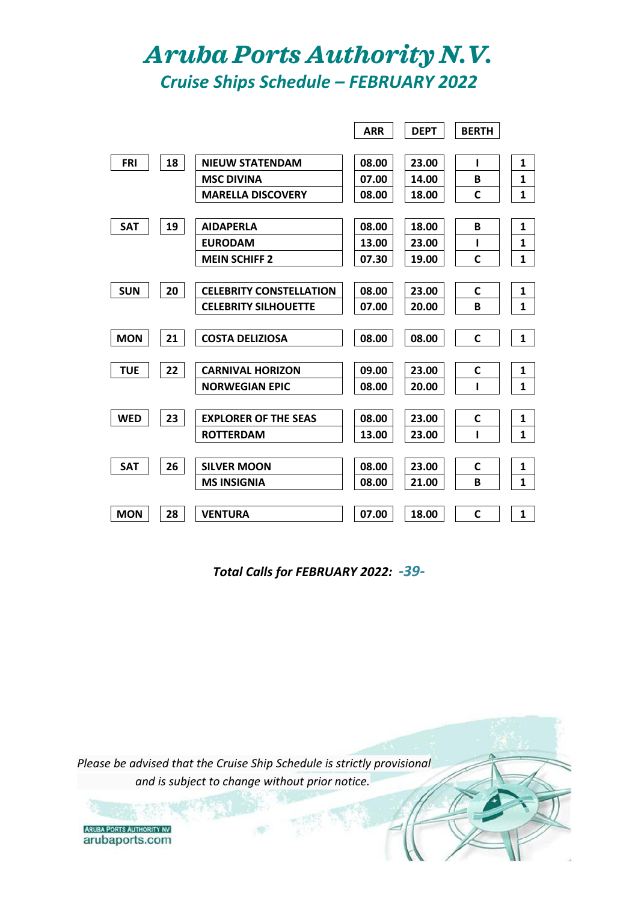# *Aruba Ports Authority N.V.*

## *Cruise Ships Schedule – FEBRUARY 2022*

| | | | ARR | DEPT | BERTH | |
|---|---|---|---|---|---|---|
| FRI | 18 | NIEUW STATENDAM | 08.00 | 23.00 | I | 1 |
| | | MSC DIVINA | 07.00 | 14.00 | B | 1 |
| | | MARELLA DISCOVERY | 08.00 | 18.00 | C | 1 |
| SAT | 19 | AIDAPERLA | 08.00 | 18.00 | B | 1 |
| | | EURODAM | 13.00 | 23.00 | I | 1 |
| | | MEIN SCHIFF 2 | 07.30 | 19.00 | C | 1 |
| SUN | 20 | CELEBRITY CONSTELLATION | 08.00 | 23.00 | C | 1 |
| | | CELEBRITY SILHOUETTE | 07.00 | 20.00 | B | 1 |
| MON | 21 | COSTA DELIZIOSA | 08.00 | 08.00 | C | 1 |
| TUE | 22 | CARNIVAL HORIZON | 09.00 | 23.00 | C | 1 |
| | | NORWEGIAN EPIC | 08.00 | 20.00 | I | 1 |
| WED | 23 | EXPLORER OF THE SEAS | 08.00 | 23.00 | C | 1 |
| | | ROTTERDAM | 13.00 | 23.00 | I | 1 |
| SAT | 26 | SILVER MOON | 08.00 | 23.00 | C | 1 |
| | | MS INSIGNIA | 08.00 | 21.00 | B | 1 |
| MON | 28 | VENTURA | 07.00 | 18.00 | C | 1 |

***Total Calls for FEBRUARY 2022: -39-***

*Please be advised that the Cruise Ship Schedule is strictly provisional and is subject to change without prior notice.*

ARUBA PORTS AUTHORITY NV
arubaports.com